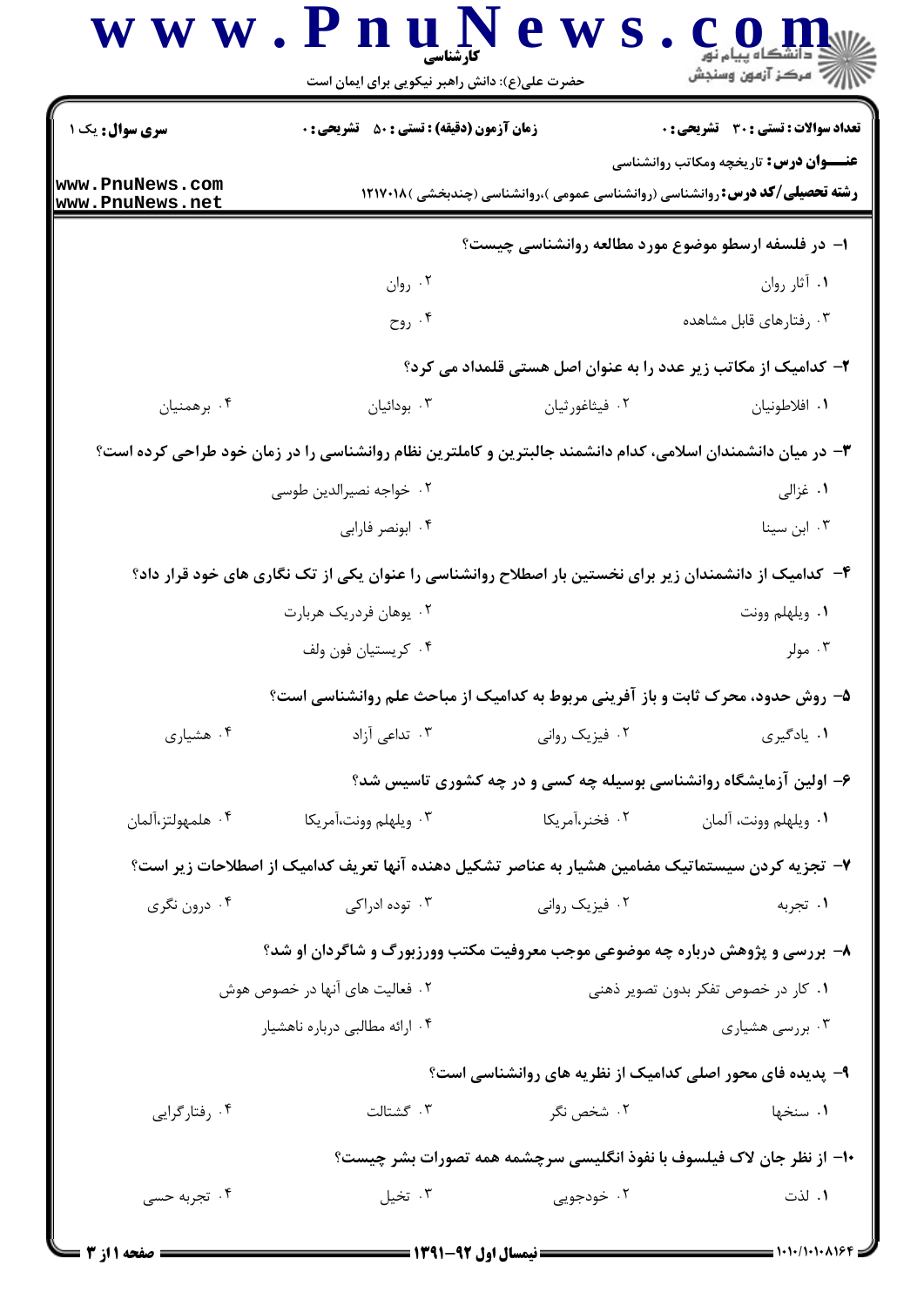**سری سوال:** یک ۱

**زمان آزمون (دقیقه) : تستی : ۵۰ تشریحی : ۰**

**تعداد سوالات : تستی : ۳۰ تشریحی : ۰**

**عنـــوان درس:** تاریخچه ومکاتب روانشناسی

**رشته تحصیلی/کد درس:** روانشناسی (روانشناسی عمومی )،روانشناسی (چندبخشی )۱۲۱۷۰۱۸

۱- در فلسفه ارسطو موضوع مورد مطالعه روانشناسی چیست؟

۱. آثار روان
۲. روان
۳. رفتارهای قابل مشاهده
۴. روح

۲- کدامیک از مکاتب زیر عدد را به عنوان اصل هستی قلمداد می کرد؟

۱. افلاطونیان
۲. فیثاغورثیان
۳. بودائیان
۴. برهمنیان

۳- در میان دانشمندان اسلامی، کدام دانشمند جالبترین و کاملترین نظام روانشناسی را در زمان خود طراحی کرده است؟

۱. غزالی
۲. خواجه نصیرالدین طوسی
۳. ابن سینا
۴. ابونصر فارابی

۴- کدامیک از دانشمندان زیر برای نخستین بار اصطلاح روانشناسی را عنوان یکی از تک نگاری های خود قرار داد؟

۱. ویلهلم وونت
۲. یوهان فردریک هربارت
۳. مولر
۴. کریستیان فون ولف

۵- روش حدود، محرک ثابت و باز آفرینی مربوط به کدامیک از مباحث علم روانشناسی است؟

۱. یادگیری
۲. فیزیک روانی
۳. تداعی آزاد
۴. هشیاری

۶- اولین آزمایشگاه روانشناسی بوسیله چه کسی و در چه کشوری تاسیس شد؟

۱. ویلهلم وونت، آلمان
۲. فخنر،آمریکا
۳. ویلهلم وونت،آمریکا
۴. هلمهولتز،آلمان

۷- تجزیه کردن سیستماتیک مضامین هشیار به عناصر تشکیل دهنده آنها تعریف کدامیک از اصطلاحات زیر است؟

۱. تجربه
۲. فیزیک روانی
۳. توده ادراکی
۴. درون نگری

۸- بررسی و پژوهش درباره چه موضوعی موجب معروفیت مکتب وورزبورگ و شاگردان او شد؟

۱. کار در خصوص تفکر بدون تصویر ذهنی
۲. فعالیت های آنها در خصوص هوش
۳. بررسی هشیاری
۴. ارائه مطالبی درباره ناهشیار

۹- پدیده فای محور اصلی کدامیک از نظریه های روانشناسی است؟

۱. سنخها
۲. شخص نگر
۳. گشتالت
۴. رفتارگرایی

۱۰- از نظر جان لاک فیلسوف با نفوذ انگلیسی سرچشمه همه تصورات بشر چیست؟

۱. لذت
۲. خودجویی
۳. تخیل
۴. تجربه حسی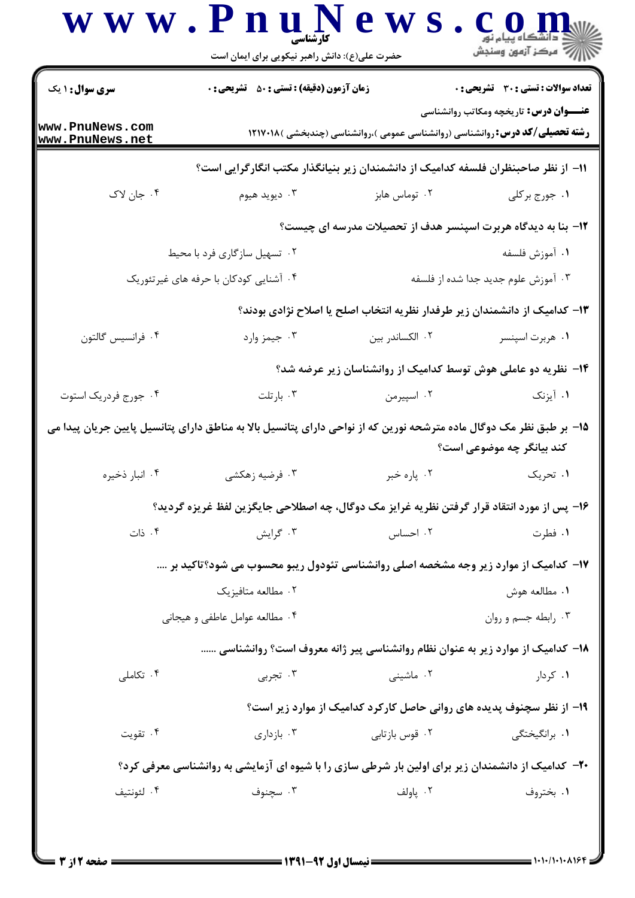**سری سوال:** ۱ یک | **زمان آزمون (دقیقه) : تستی :** ۵۰ **تشریحی :** ۰ | **تعداد سوالات : تستی :** ۳۰ **تشریحی :** ۰

**عنـــوان درس:** تاریخچه ومکاتب روانشناسی

**رشته تحصیلی/کد درس:** روانشناسی (روانشناسی عمومی )،روانشناسی (چندبخشی )۱۲۱۷۰۱۸

**۱۱-** از نظر صاحبنظران فلسفه کدامیک از دانشمندان زیر بنیانگذار مکتب انگارگرایی است؟

۱. جورج برکلی
۲. توماس هابز
۳. دیوید هیوم
۴. جان لاک

**۱۲-** بنا به دیدگاه هربرت اسپنسر هدف از تحصیلات مدرسه ای چیست؟

۱. آموزش فلسفه
۲. تسهیل سازگاری فرد با محیط
۳. آموزش علوم جدید جدا شده از فلسفه
۴. آشنایی کودکان با حرفه های غیرتئوریک

**۱۳-** کدامیک از دانشمندان زیر طرفدار نظریه انتخاب اصلح یا اصلاح نژادی بودند؟

۱. هربرت اسپنسر
۲. الکساندر بین
۳. جیمز وارد
۴. فرانسیس گالتون

**۱۴-** نظریه دو عاملی هوش توسط کدامیک از روانشناسان زیر عرضه شد؟

۱. آیزنک
۲. اسپیرمن
۳. بارتلت
۴. جورج فدریک استوت

**۱۵-** بر طبق نظر مک دوگال ماده مترشحه نورین که از نواحی دارای پتانسیل بالا به مناطق دارای پتانسیل پایین جریان پیدا می کند بیانگر چه موضوعی است؟

۱. تحریک
۲. پاره خبر
۳. فرضیه زهکشی
۴. انبار ذخیره

**۱۶-** پس از مورد انتقاد قرار گرفتن نظریه غرایز مک دوگال، چه اصطلاحی جایگزین لفظ غریزه گردید؟

۱. فطرت
۲. احساس
۳. گرایش
۴. ذات

**۱۷-** کدامیک از موارد زیر وجه مشخصه اصلی روانشناسی تئودول ریبو محسوب می شود؟تاکید بر ....

۱. مطالعه هوش
۲. مطالعه متافیزیک
۳. رابطه جسم و روان
۴. مطالعه عوامل عاطفی و هیجانی

**۱۸-** کدامیک از موارد زیر به عنوان نظام روانشناسی پیر ژانه معروف است؟ روانشناسی ......

۱. کردار
۲. ماشینی
۳. تجربی
۴. تکاملی

**۱۹-** از نظر سچنوف پدیده های روانی حاصل کارکرد کدامیک از موارد زیر است؟

۱. برانگیختگی
۲. قوس بازتابی
۳. بازداری
۴. تقویت

**۲۰-** کدامیک از دانشمندان زیر برای اولین بار شرطی سازی را با شیوه ای آزمایشی به روانشناسی معرفی کرد؟

۱. بختروف
۲. پاولف
۳. سچنوف
۴. لئونتیف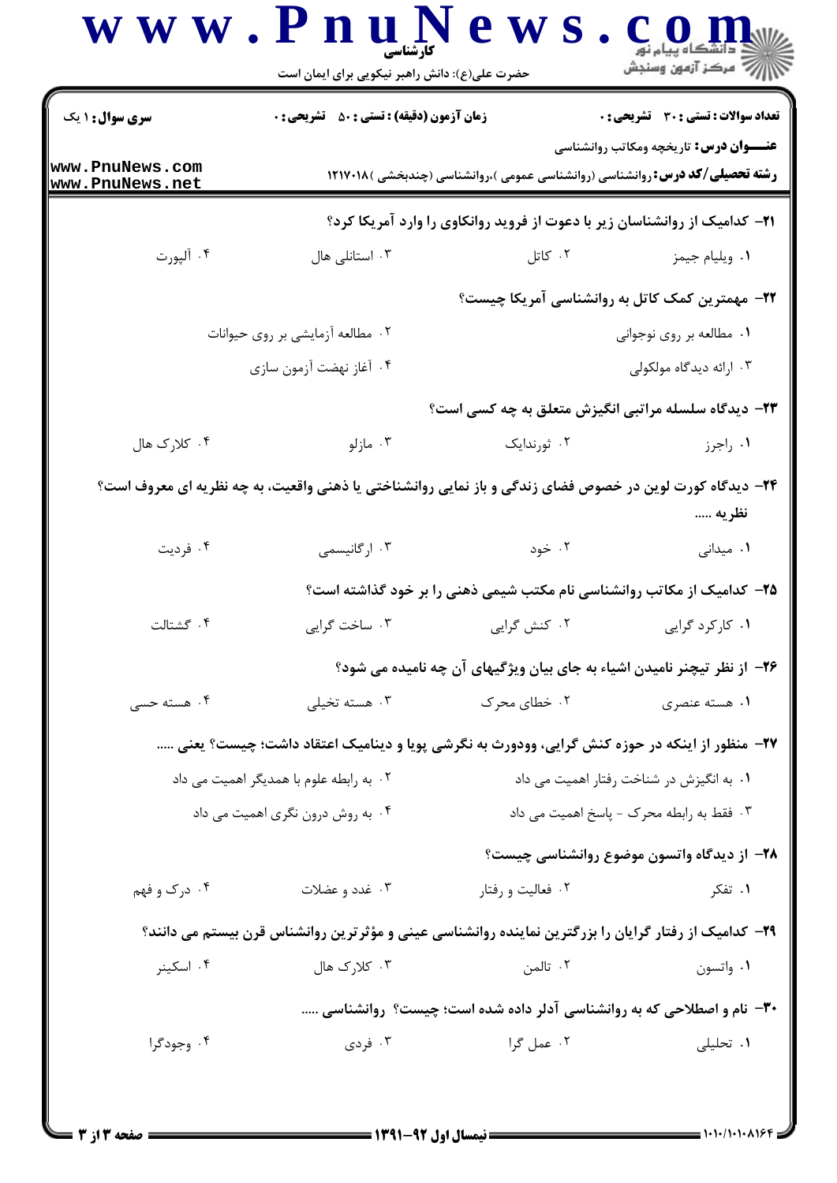**عنـــوان درس:** تاریخچه ومکاتب روانشناسی

**رشته تحصیلی/کد درس:** روانشناسی (روانشناسی عمومی )،روانشناسی (چندبخشی )۱۲۱۷۰۱۸

**سری سوال:** ۱ یک

**زمان آزمون (دقیقه) : تستی :** ۵۰ **تشریحی :** ۰

**تعداد سوالات : تستی :** ۳۰ **تشریحی :** ۰

۲۱- کدامیک از روانشناسان زیر با دعوت از فروید روانکاوی را وارد آمریکا کرد؟

۱. ویلیام جیمز
۲. کاتل
۳. استانلی هال
۴. آلپورت

۲۲- مهمترین کمک کاتل به روانشناسی آمریکا چیست؟

۱. مطالعه بر روی نوجوانی
۲. مطالعه آزمایشی بر روی حیوانات
۳. ارائه دیدگاه مولکولی
۴. آغاز نهضت آزمون سازی

۲۳- دیدگاه سلسله مراتبی انگیزش متعلق به چه کسی است؟

۱. راجرز
۲. ثورندایک
۳. مازلو
۴. کلارک هال

۲۴- دیدگاه کورت لوین در خصوص فضای زندگی و باز نمایی روانشناختی یا ذهنی واقعیت، به چه نظریه ای معروف است؟ نظریه .....

۱. میدانی
۲. خود
۳. ارگانیسمی
۴. فردیت

۲۵- کدامیک از مکاتب روانشناسی نام مکتب شیمی ذهنی را بر خود گذاشته است؟

۱. کارکرد گرایی
۲. کنش گرایی
۳. ساخت گرایی
۴. گشتالت

۲۶- از نظر تیچنر نامیدن اشیاء به جای بیان ویژگیهای آن چه نامیده می شود؟

۱. هسته عنصری
۲. خطای محرک
۳. هسته تخیلی
۴. هسته حسی

۲۷- منظور از اینکه در حوزه کنش گرایی، وودورث به نگرشی پویا و دینامیک اعتقاد داشت؛ چیست؟ یعنی .....

۱. به انگیزش در شناخت رفتار اهمیت می داد
۲. به رابطه علوم با همدیگر اهمیت می داد
۳. فقط به رابطه محرک - پاسخ اهمیت می داد
۴. به روش درون نگری اهمیت می داد

۲۸- از دیدگاه واتسون موضوع روانشناسی چیست؟

۱. تفکر
۲. فعالیت و رفتار
۳. غدد و عضلات
۴. درک و فهم

۲۹- کدامیک از رفتار گرایان را بزرگترین نماینده روانشناسی عینی و مؤثرترین روانشناس قرن بیستم می دانند؟

۱. واتسون
۲. تالمن
۳. کلارک هال
۴. اسکینر

۳۰- نام و اصطلاحی که به روانشناسی آدلر داده شده است؛ چیست؟ روانشناسی .....

۱. تحلیلی
۲. عمل گرا
۳. فردی
۴. وجودگرا